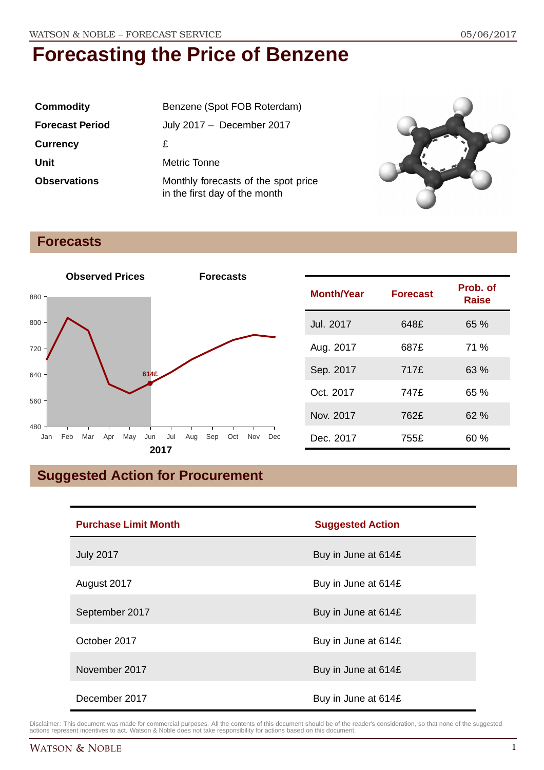# Forecasting the Price of Benzene

| | |
|---|---|
| **Commodity** | Benzene (Spot FOB Roterdam) |
| **Forecast Period** | July 2017 – December 2017 |
| **Currency** | £ |
| **Unit** | Metric Tonne |
| **Observations** | Monthly forecasts of the spot price in the first day of the month |

## Forecasts

| Month/Year | Forecast | Prob. of Raise |
|---|---|---|
| Jul. 2017 | 648£ | 65 % |
| Aug. 2017 | 687£ | 71 % |
| Sep. 2017 | 717£ | 63 % |
| Oct. 2017 | 747£ | 65 % |
| Nov. 2017 | 762£ | 62 % |
| Dec. 2017 | 755£ | 60 % |

## Suggested Action for Procurement

| Purchase Limit Month | Suggested Action |
|---|---|
| July 2017 | Buy in June at 614£ |
| August 2017 | Buy in June at 614£ |
| September 2017 | Buy in June at 614£ |
| October 2017 | Buy in June at 614£ |
| November 2017 | Buy in June at 614£ |
| December 2017 | Buy in June at 614£ |

Disclaimer: This document was made for commercial purposes. All the contents of this document should be of the reader's consideration, so that none of the suggested actions represent incentives to act. Watson & Noble does not take responsibility for actions based on this document.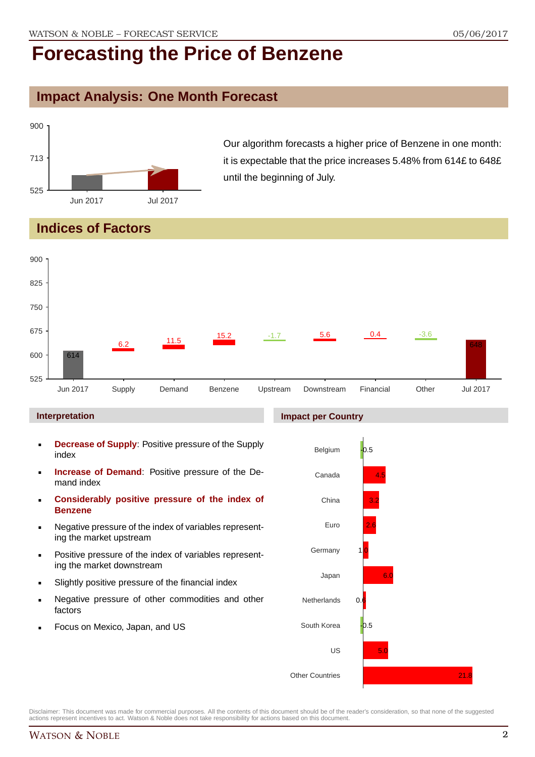# Forecasting the Price of Benzene

## Impact Analysis: One Month Forecast

Our algorithm forecasts a higher price of Benzene in one month: it is expectable that the price increases 5.48% from 614£ to 648£ until the beginning of July.

## Indices of Factors

### Interpretation

- **Decrease of Supply**: Positive pressure of the Supply index
- **Increase of Demand**: Positive pressure of the Demand index
- **Considerably positive pressure of the index of Benzene**
- Negative pressure of the index of variables representing the market upstream
- Positive pressure of the index of variables representing the market downstream
- Slightly positive pressure of the financial index
- Negative pressure of other commodities and other factors
- Focus on Mexico, Japan, and US

### Impact per Country

Disclaimer: This document was made for commercial purposes. All the contents of this document should be of the reader's consideration, so that none of the suggested actions represent incentives to act. Watson & Noble does not take responsibility for actions based on this document.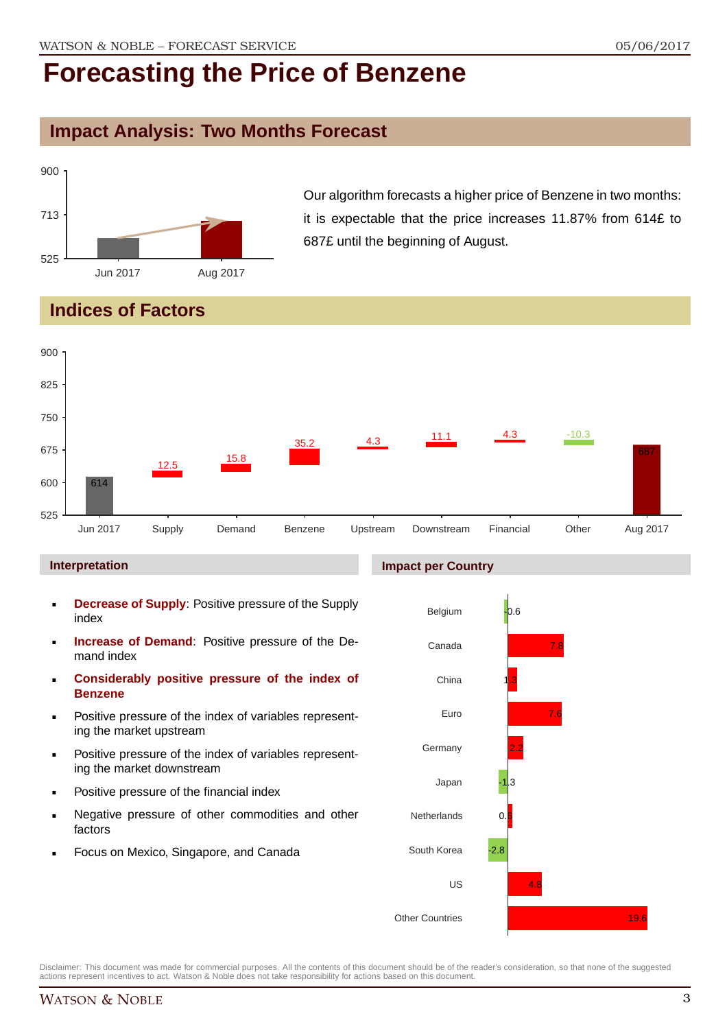# Forecasting the Price of Benzene

## Impact Analysis: Two Months Forecast

Our algorithm forecasts a higher price of Benzene in two months: it is expectable that the price increases 11.87% from 614£ to 687£ until the beginning of August.

## Indices of Factors

| | Jun 2017 | Supply | Demand | Benzene | Upstream | Downstream | Financial | Other | Aug 2017 |
|---|---|---|---|---|---|---|---|---|---|
| Value | 614 | 12.5 | 15.8 | 35.2 | 4.3 | 11.1 | 4.3 | -10.3 | 687 |

### Interpretation

- **Decrease of Supply**: Positive pressure of the Supply index
- **Increase of Demand**: Positive pressure of the Demand index
- **Considerably positive pressure of the index of Benzene**
- Positive pressure of the index of variables representing the market upstream
- Positive pressure of the index of variables representing the market downstream
- Positive pressure of the financial index
- Negative pressure of other commodities and other factors
- Focus on Mexico, Singapore, and Canada

### Impact per Country

| Country | Impact |
|---|---|
| Belgium | -0.6 |
| Canada | 7.8 |
| China | 1.3 |
| Euro | 7.6 |
| Germany | 2.2 |
| Japan | -1.3 |
| Netherlands | 0.6 |
| South Korea | -2.8 |
| US | 4.8 |
| Other Countries | 19.6 |

Disclaimer: This document was made for commercial purposes. All the contents of this document should be of the reader's consideration, so that none of the suggested actions represent incentives to act. Watson & Noble does not take responsibility for actions based on this document.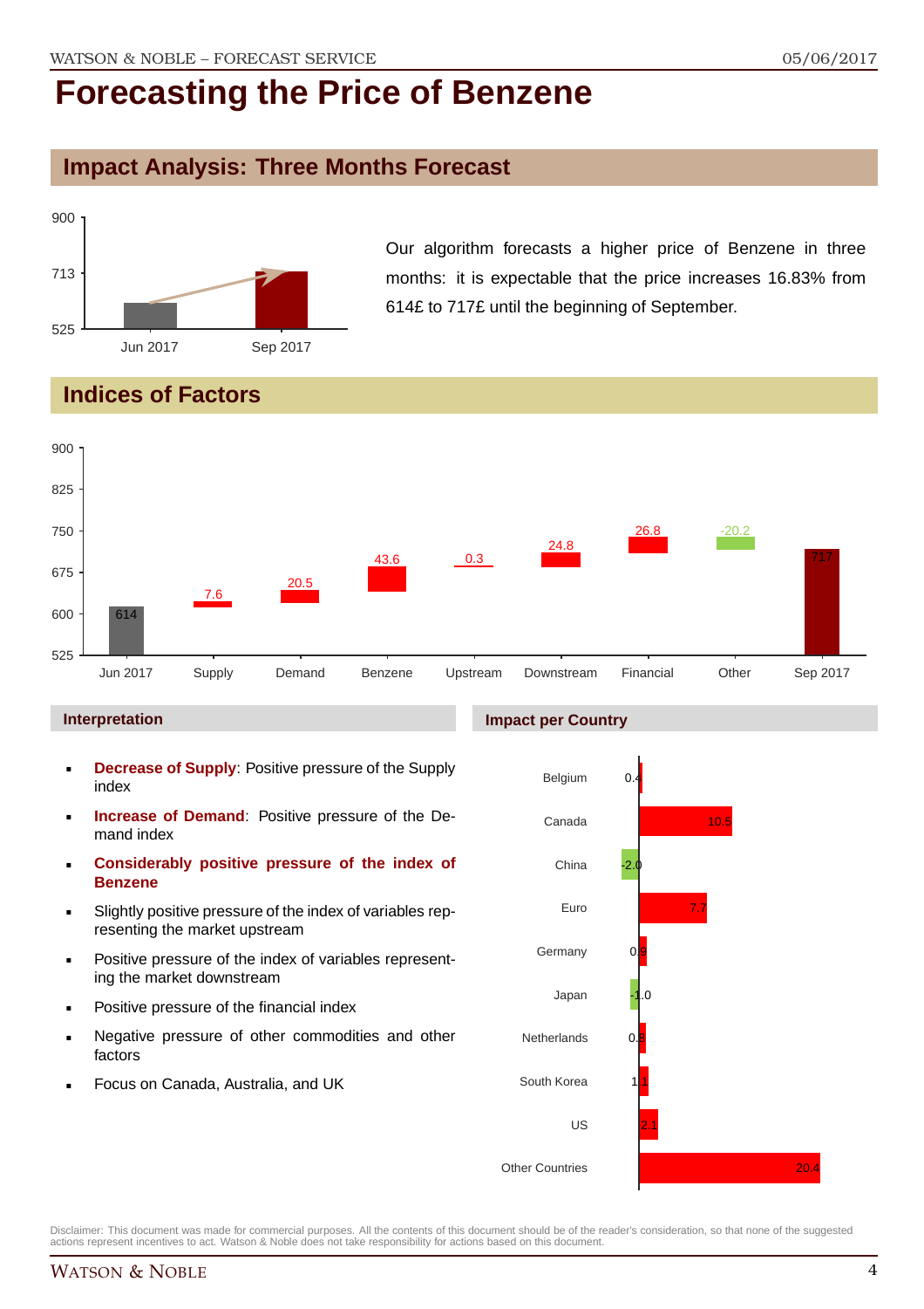# Forecasting the Price of Benzene

## Impact Analysis: Three Months Forecast

Our algorithm forecasts a higher price of Benzene in three months: it is expectable that the price increases 16.83% from 614£ to 717£ until the beginning of September.

## Indices of Factors

| | Value |
|---|---|
| Jun 2017 | 614 |
| Supply | 7.6 |
| Demand | 20.5 |
| Benzene | 43.6 |
| Upstream | 0.3 |
| Downstream | 24.8 |
| Financial | 26.8 |
| Other | -20.2 |
| Sep 2017 | 717 |

### Interpretation

- **Decrease of Supply**: Positive pressure of the Supply index
- **Increase of Demand**: Positive pressure of the Demand index
- **Considerably positive pressure of the index of Benzene**
- Slightly positive pressure of the index of variables representing the market upstream
- Positive pressure of the index of variables representing the market downstream
- Positive pressure of the financial index
- Negative pressure of other commodities and other factors
- Focus on Canada, Australia, and UK

### Impact per Country

| Country | Impact |
|---|---|
| Belgium | 0.4 |
| Canada | 10.5 |
| China | -2.0 |
| Euro | 7.7 |
| Germany | 0.9 |
| Japan | -1.0 |
| Netherlands | 0.8 |
| South Korea | 1.1 |
| US | 2.1 |
| Other Countries | 20.4 |

Disclaimer: This document was made for commercial purposes. All the contents of this document should be of the reader's consideration, so that none of the suggested actions represent incentives to act. Watson & Noble does not take responsibility for actions based on this document.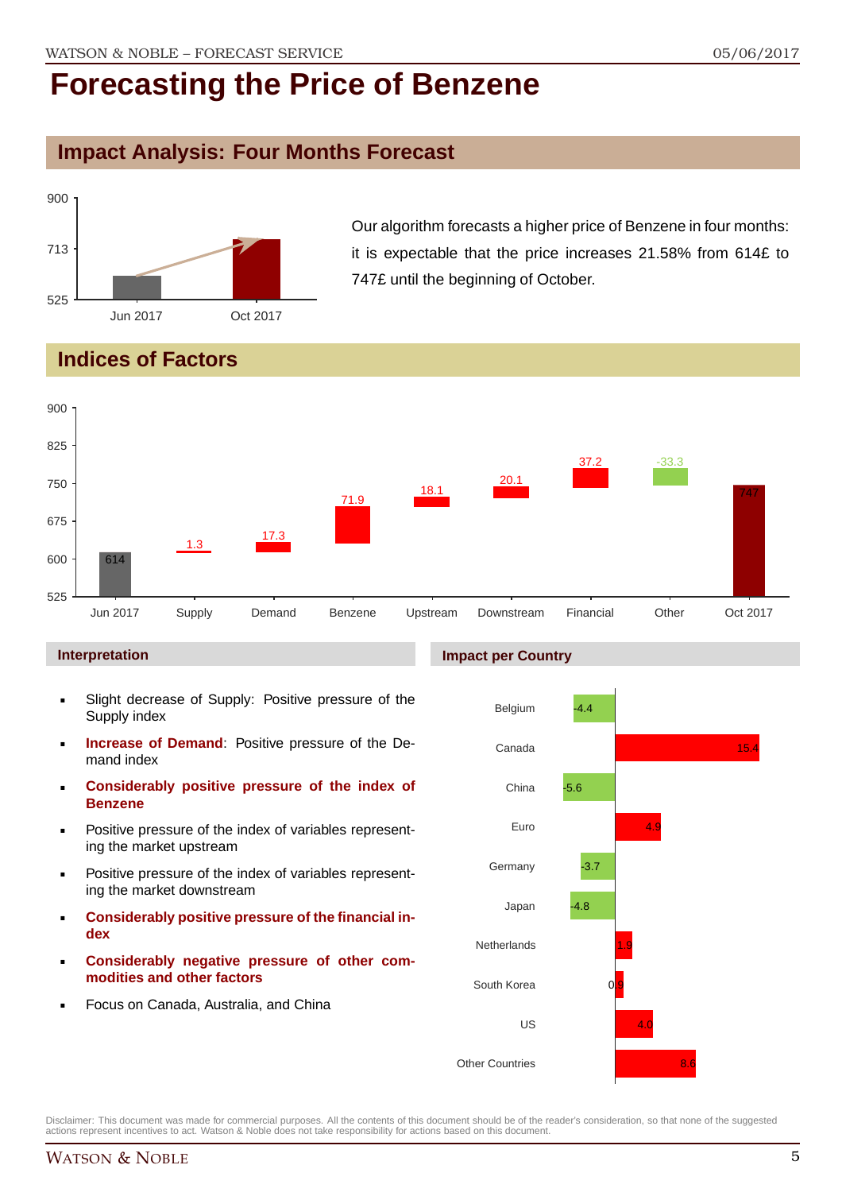# Forecasting the Price of Benzene

## Impact Analysis: Four Months Forecast

Our algorithm forecasts a higher price of Benzene in four months: it is expectable that the price increases 21.58% from 614£ to 747£ until the beginning of October.

## Indices of Factors

### Interpretation

- Slight decrease of Supply: Positive pressure of the Supply index
- **Increase of Demand**: Positive pressure of the Demand index
- **Considerably positive pressure of the index of Benzene**
- Positive pressure of the index of variables representing the market upstream
- Positive pressure of the index of variables representing the market downstream
- **Considerably positive pressure of the financial index**
- **Considerably negative pressure of other commodities and other factors**
- Focus on Canada, Australia, and China

### Impact per Country

Disclaimer: This document was made for commercial purposes. All the contents of this document should be of the reader's consideration, so that none of the suggested actions represent incentives to act. Watson & Noble does not take responsibility for actions based on this document.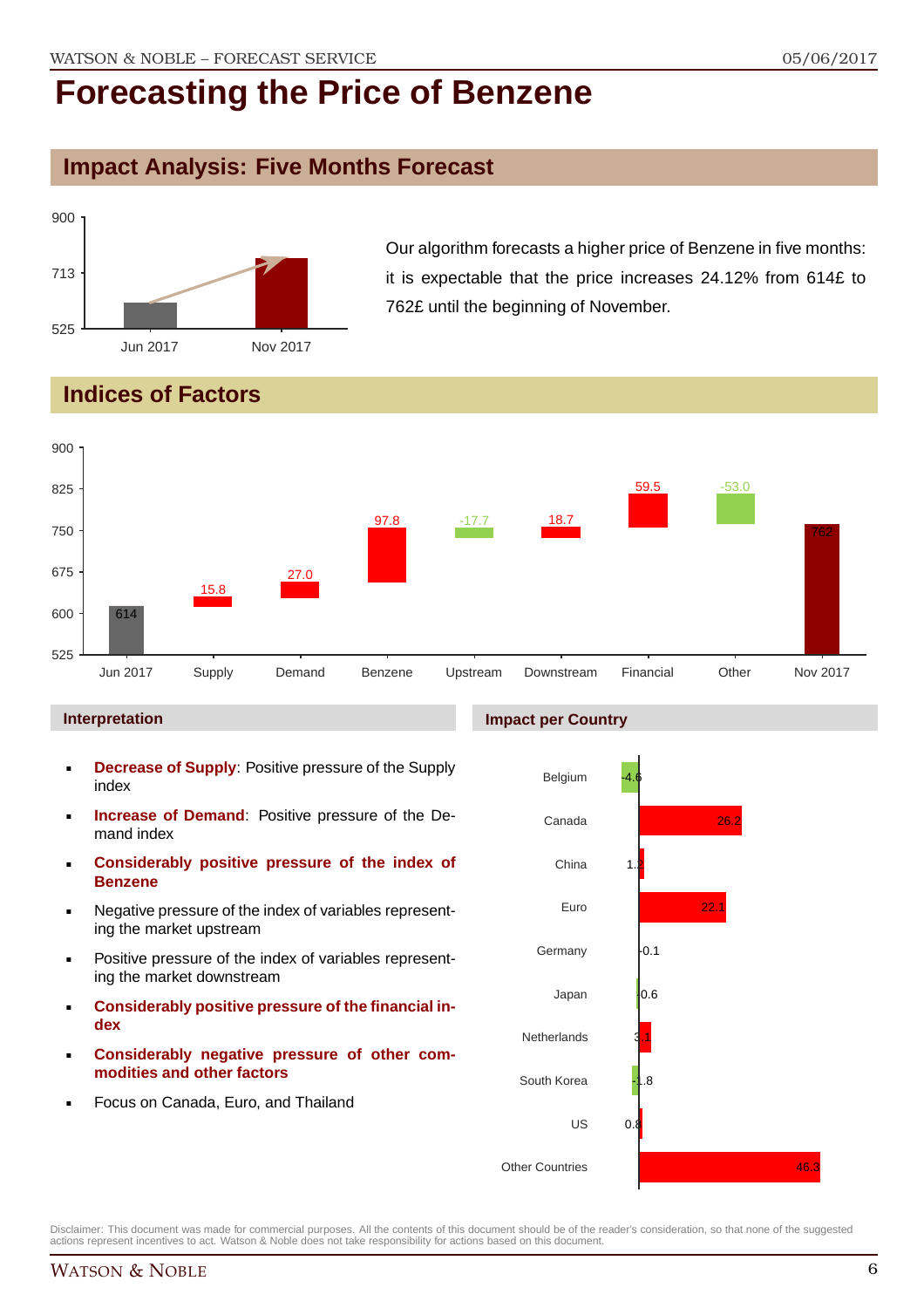# Forecasting the Price of Benzene

## Impact Analysis: Five Months Forecast

Our algorithm forecasts a higher price of Benzene in five months: it is expectable that the price increases 24.12% from 614£ to 762£ until the beginning of November.

## Indices of Factors

### Interpretation

- **Decrease of Supply**: Positive pressure of the Supply index
- **Increase of Demand**: Positive pressure of the Demand index
- **Considerably positive pressure of the index of Benzene**
- Negative pressure of the index of variables representing the market upstream
- Positive pressure of the index of variables representing the market downstream
- **Considerably positive pressure of the financial index**
- **Considerably negative pressure of other commodities and other factors**
- Focus on Canada, Euro, and Thailand

### Impact per Country

Disclaimer: This document was made for commercial purposes. All the contents of this document should be of the reader's consideration, so that none of the suggested actions represent incentives to act. Watson & Noble does not take responsibility for actions based on this document.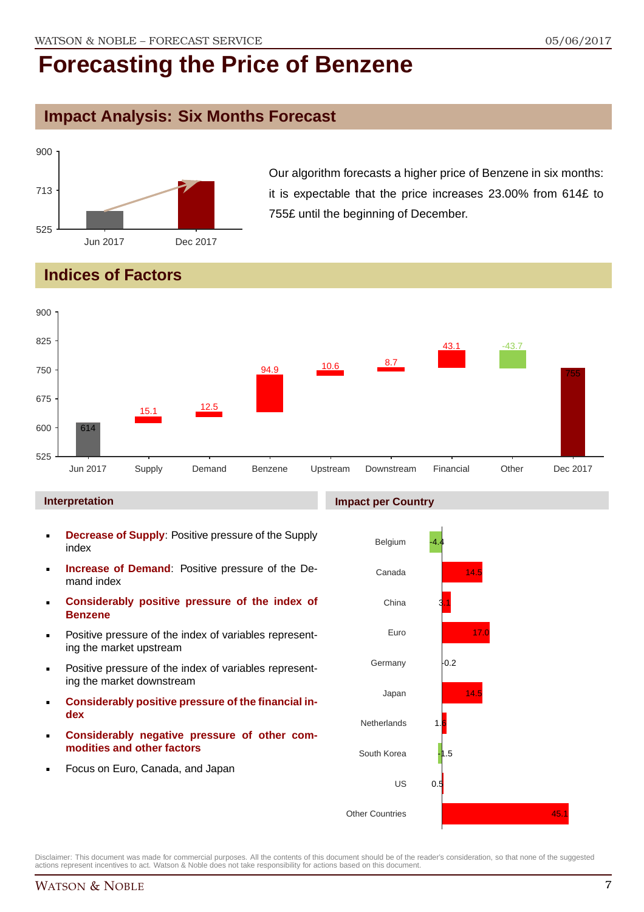# Forecasting the Price of Benzene

## Impact Analysis: Six Months Forecast

Our algorithm forecasts a higher price of Benzene in six months: it is expectable that the price increases 23.00% from 614£ to 755£ until the beginning of December.

## Indices of Factors

### Interpretation

- **Decrease of Supply**: Positive pressure of the Supply index
- **Increase of Demand**: Positive pressure of the Demand index
- **Considerably positive pressure of the index of Benzene**
- Positive pressure of the index of variables representing the market upstream
- Positive pressure of the index of variables representing the market downstream
- **Considerably positive pressure of the financial index**
- **Considerably negative pressure of other commodities and other factors**
- Focus on Euro, Canada, and Japan

### Impact per Country

| Country | Impact |
| --- | --- |
| Belgium | -4.4 |
| Canada | 14.5 |
| China | 3.1 |
| Euro | 17.0 |
| Germany | 0.2 |
| Japan | 14.5 |
| Netherlands | 1.6 |
| South Korea | -1.5 |
| US | 0.5 |
| Other Countries | 45.1 |

Disclaimer: This document was made for commercial purposes. All the contents of this document should be of the reader's consideration, so that none of the suggested actions represent incentives to act. Watson & Noble does not take responsibility for actions based on this document.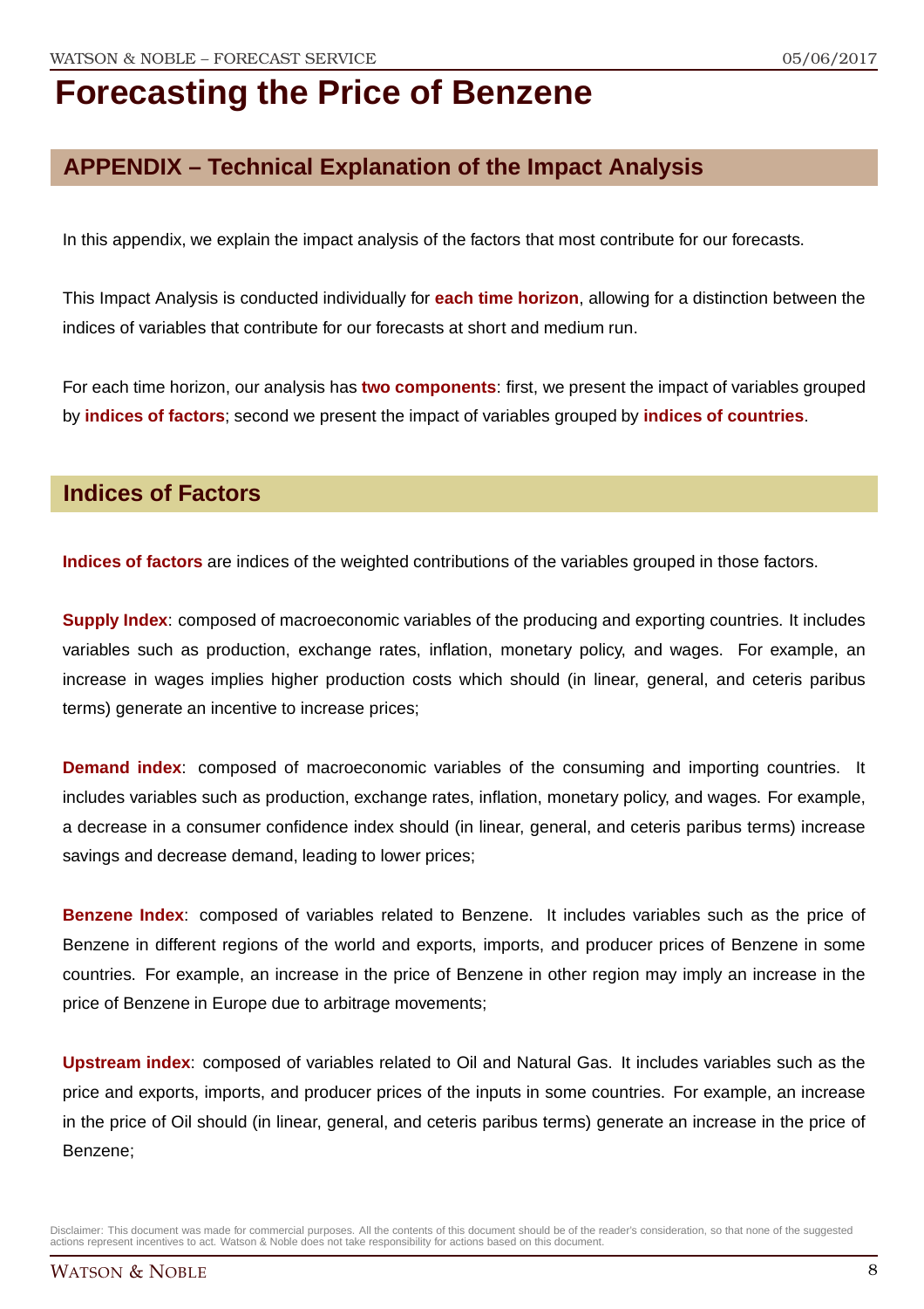# Forecasting the Price of Benzene

## APPENDIX – Technical Explanation of the Impact Analysis

In this appendix, we explain the impact analysis of the factors that most contribute for our forecasts.

This Impact Analysis is conducted individually for **each time horizon**, allowing for a distinction between the indices of variables that contribute for our forecasts at short and medium run.

For each time horizon, our analysis has **two components**: first, we present the impact of variables grouped by **indices of factors**; second we present the impact of variables grouped by **indices of countries**.

## Indices of Factors

**Indices of factors** are indices of the weighted contributions of the variables grouped in those factors.

**Supply Index**: composed of macroeconomic variables of the producing and exporting countries. It includes variables such as production, exchange rates, inflation, monetary policy, and wages. For example, an increase in wages implies higher production costs which should (in linear, general, and ceteris paribus terms) generate an incentive to increase prices;

**Demand index**: composed of macroeconomic variables of the consuming and importing countries. It includes variables such as production, exchange rates, inflation, monetary policy, and wages. For example, a decrease in a consumer confidence index should (in linear, general, and ceteris paribus terms) increase savings and decrease demand, leading to lower prices;

**Benzene Index**: composed of variables related to Benzene. It includes variables such as the price of Benzene in different regions of the world and exports, imports, and producer prices of Benzene in some countries. For example, an increase in the price of Benzene in other region may imply an increase in the price of Benzene in Europe due to arbitrage movements;

**Upstream index**: composed of variables related to Oil and Natural Gas. It includes variables such as the price and exports, imports, and producer prices of the inputs in some countries. For example, an increase in the price of Oil should (in linear, general, and ceteris paribus terms) generate an increase in the price of Benzene;

Disclaimer: This document was made for commercial purposes. All the contents of this document should be of the reader's consideration, so that none of the suggested actions represent incentives to act. Watson & Noble does not take responsibility for actions based on this document.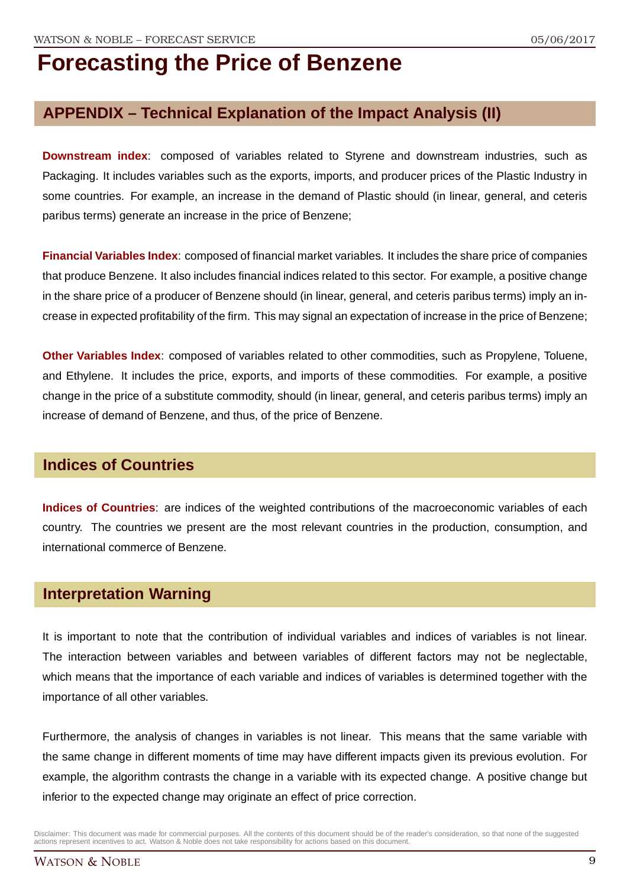# Forecasting the Price of Benzene

## APPENDIX – Technical Explanation of the Impact Analysis (II)

**Downstream index**: composed of variables related to Styrene and downstream industries, such as Packaging. It includes variables such as the exports, imports, and producer prices of the Plastic Industry in some countries. For example, an increase in the demand of Plastic should (in linear, general, and ceteris paribus terms) generate an increase in the price of Benzene;

**Financial Variables Index**: composed of financial market variables. It includes the share price of companies that produce Benzene. It also includes financial indices related to this sector. For example, a positive change in the share price of a producer of Benzene should (in linear, general, and ceteris paribus terms) imply an increase in expected profitability of the firm. This may signal an expectation of increase in the price of Benzene;

**Other Variables Index**: composed of variables related to other commodities, such as Propylene, Toluene, and Ethylene. It includes the price, exports, and imports of these commodities. For example, a positive change in the price of a substitute commodity, should (in linear, general, and ceteris paribus terms) imply an increase of demand of Benzene, and thus, of the price of Benzene.

## Indices of Countries

**Indices of Countries**: are indices of the weighted contributions of the macroeconomic variables of each country. The countries we present are the most relevant countries in the production, consumption, and international commerce of Benzene.

## Interpretation Warning

It is important to note that the contribution of individual variables and indices of variables is not linear. The interaction between variables and between variables of different factors may not be neglectable, which means that the importance of each variable and indices of variables is determined together with the importance of all other variables.

Furthermore, the analysis of changes in variables is not linear. This means that the same variable with the same change in different moments of time may have different impacts given its previous evolution. For example, the algorithm contrasts the change in a variable with its expected change. A positive change but inferior to the expected change may originate an effect of price correction.

Disclaimer: This document was made for commercial purposes. All the contents of this document should be of the reader's consideration, so that none of the suggested actions represent incentives to act. Watson & Noble does not take responsibility for actions based on this document.